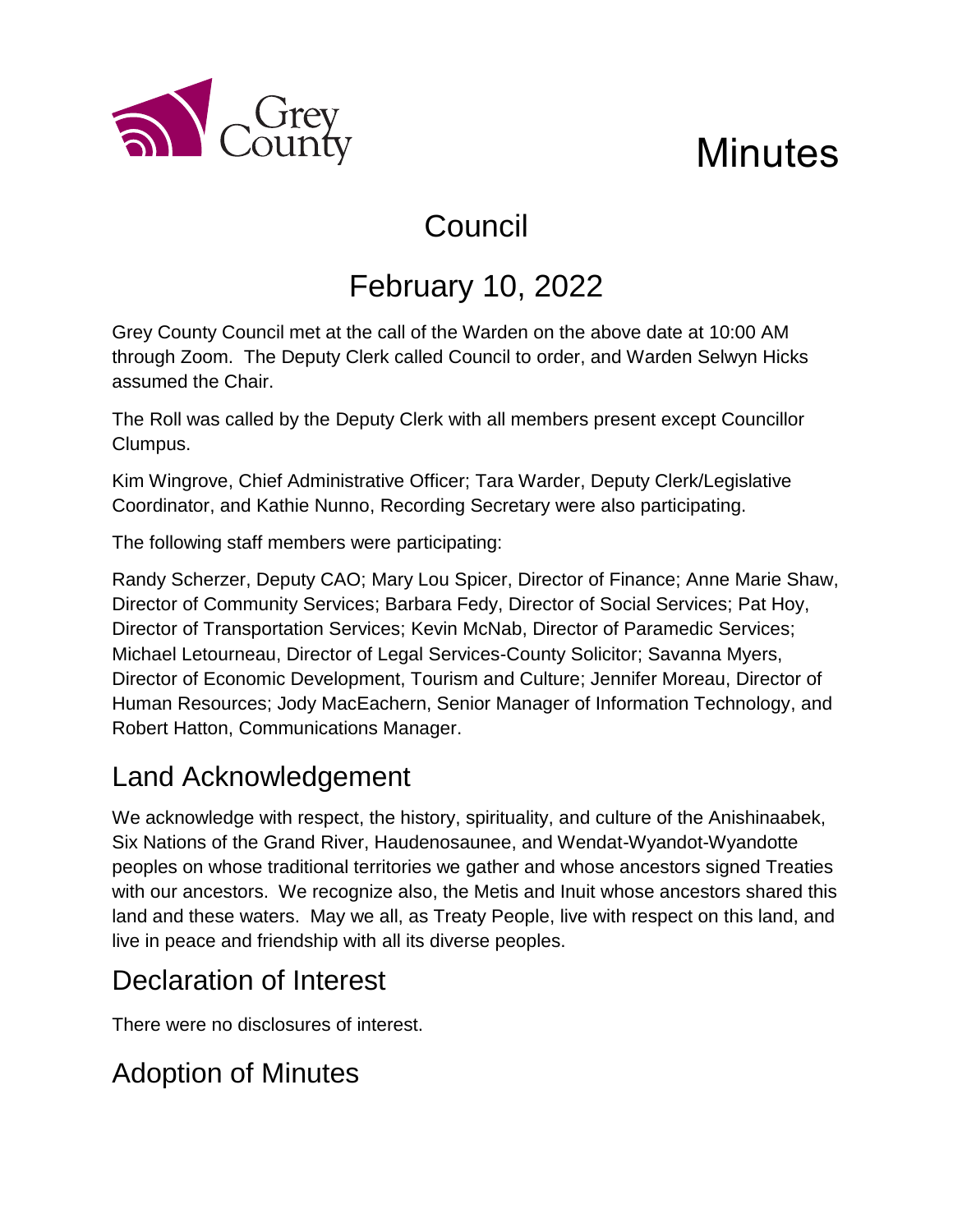Grey County

# Minutes

## Council

## February 10, 2022

Grey County Council met at the call of the Warden on the above date at 10:00 AM through Zoom. The Deputy Clerk called Council to order, and Warden Selwyn Hicks assumed the Chair.

The Roll was called by the Deputy Clerk with all members present except Councillor Clumpus.

Kim Wingrove, Chief Administrative Officer; Tara Warder, Deputy Clerk/Legislative Coordinator, and Kathie Nunno, Recording Secretary were also participating.

The following staff members were participating:

Randy Scherzer, Deputy CAO; Mary Lou Spicer, Director of Finance; Anne Marie Shaw, Director of Community Services; Barbara Fedy, Director of Social Services; Pat Hoy, Director of Transportation Services; Kevin McNab, Director of Paramedic Services; Michael Letourneau, Director of Legal Services-County Solicitor; Savanna Myers, Director of Economic Development, Tourism and Culture; Jennifer Moreau, Director of Human Resources; Jody MacEachern, Senior Manager of Information Technology, and Robert Hatton, Communications Manager.

## Land Acknowledgement

We acknowledge with respect, the history, spirituality, and culture of the Anishinaabek, Six Nations of the Grand River, Haudenosaunee, and Wendat-Wyandot-Wyandotte peoples on whose traditional territories we gather and whose ancestors signed Treaties with our ancestors. We recognize also, the Metis and Inuit whose ancestors shared this land and these waters. May we all, as Treaty People, live with respect on this land, and live in peace and friendship with all its diverse peoples.

## Declaration of Interest

There were no disclosures of interest.

## Adoption of Minutes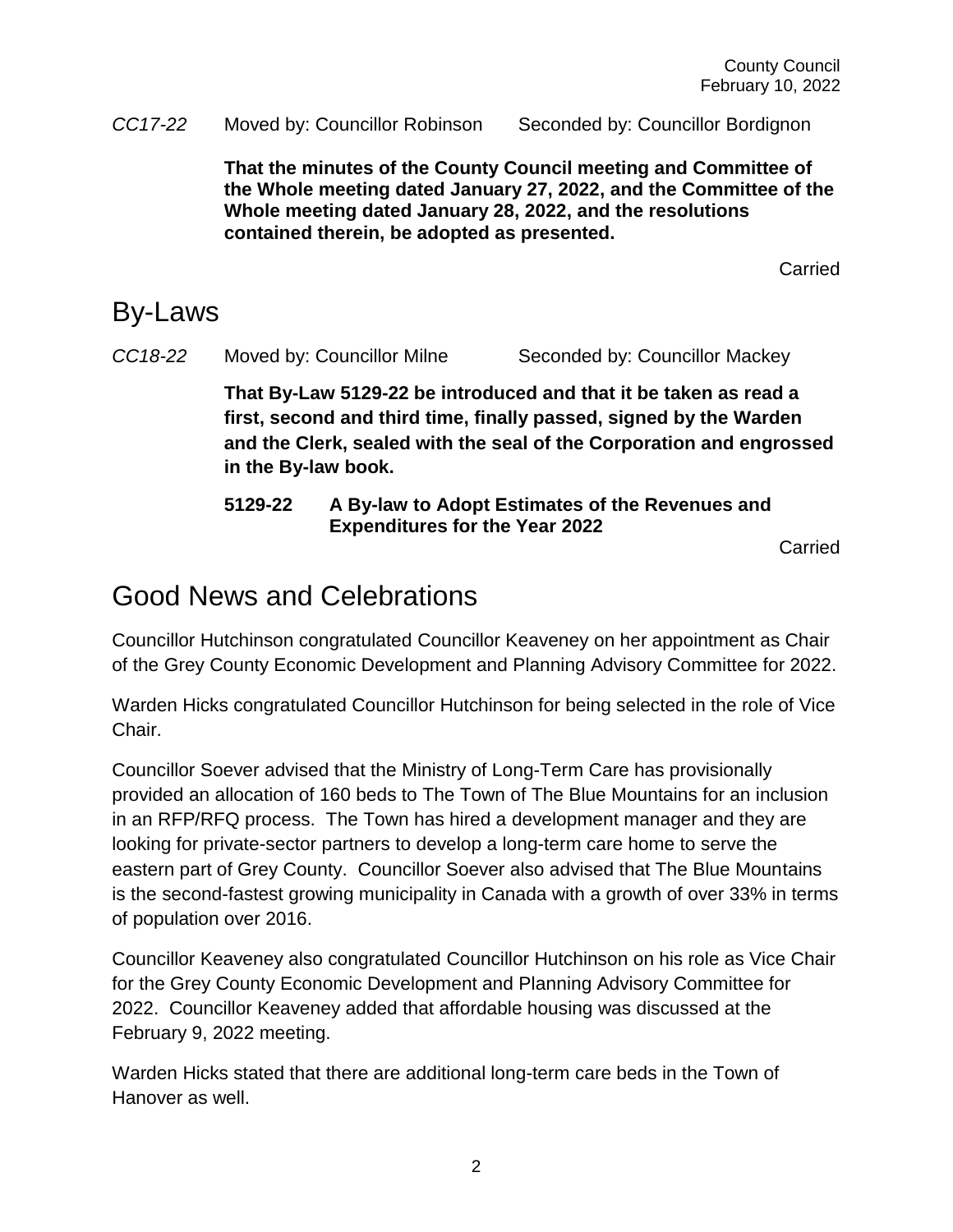*CC17-22* Moved by: Councillor Robinson Seconded by: Councillor Bordignon

**That the minutes of the County Council meeting and Committee of the Whole meeting dated January 27, 2022, and the Committee of the Whole meeting dated January 28, 2022, and the resolutions contained therein, be adopted as presented.**

Carried

# By-Laws

*CC18-22* Moved by: Councillor Milne Seconded by: Councillor Mackey

**That By-Law 5129-22 be introduced and that it be taken as read a first, second and third time, finally passed, signed by the Warden and the Clerk, sealed with the seal of the Corporation and engrossed in the By-law book.**

**5129-22 A By-law to Adopt Estimates of the Revenues and Expenditures for the Year 2022**

Carried

# Good News and Celebrations

Councillor Hutchinson congratulated Councillor Keaveney on her appointment as Chair of the Grey County Economic Development and Planning Advisory Committee for 2022.

Warden Hicks congratulated Councillor Hutchinson for being selected in the role of Vice Chair.

Councillor Soever advised that the Ministry of Long-Term Care has provisionally provided an allocation of 160 beds to The Town of The Blue Mountains for an inclusion in an RFP/RFQ process. The Town has hired a development manager and they are looking for private-sector partners to develop a long-term care home to serve the eastern part of Grey County. Councillor Soever also advised that The Blue Mountains is the second-fastest growing municipality in Canada with a growth of over 33% in terms of population over 2016.

Councillor Keaveney also congratulated Councillor Hutchinson on his role as Vice Chair for the Grey County Economic Development and Planning Advisory Committee for 2022. Councillor Keaveney added that affordable housing was discussed at the February 9, 2022 meeting.

Warden Hicks stated that there are additional long-term care beds in the Town of Hanover as well.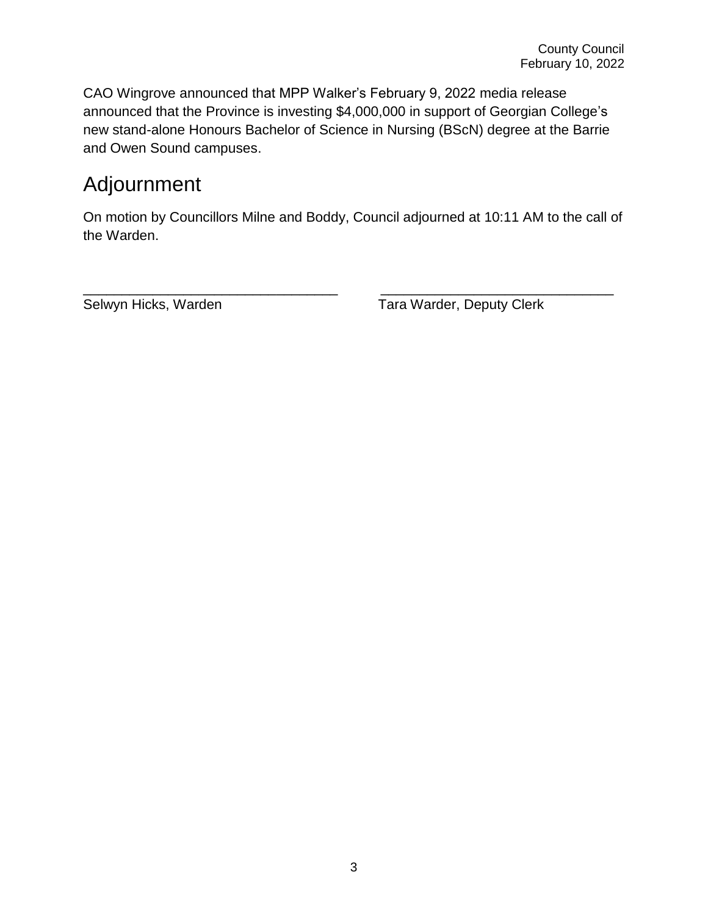CAO Wingrove announced that MPP Walker's February 9, 2022 media release announced that the Province is investing $4,000,000 in support of Georgian College's new stand-alone Honours Bachelor of Science in Nursing (BScN) degree at the Barrie and Owen Sound campuses.

# Adjournment

On motion by Councillors Milne and Boddy, Council adjourned at 10:11 AM to the call of the Warden.

\_\_\_\_\_\_\_\_\_\_\_\_\_\_\_\_\_\_\_\_\_\_\_\_\_\_\_\_\_\_\_\_\_\_
Selwyn Hicks, Warden

\_\_\_\_\_\_\_\_\_\_\_\_\_\_\_\_\_\_\_\_\_\_\_\_\_\_\_\_\_\_\_\_\_\_
Tara Warder, Deputy Clerk